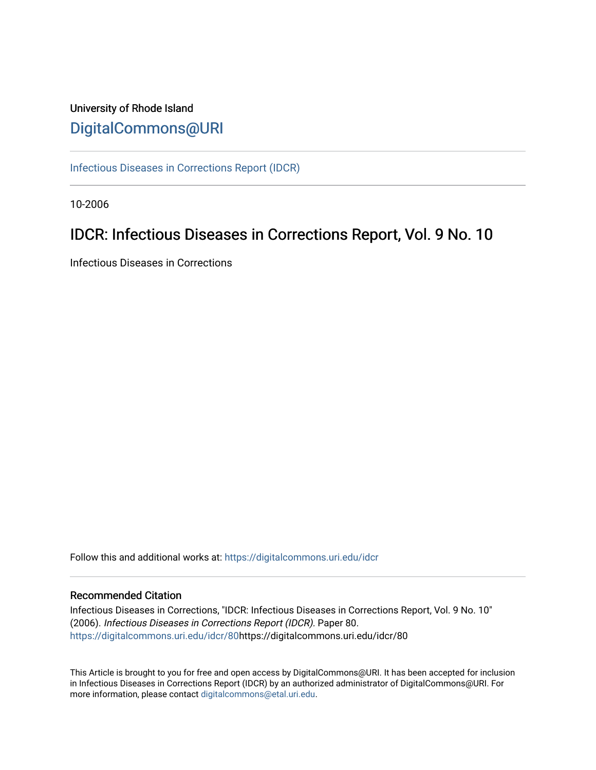University of Rhode Island

# DigitalCommons@URI

Infectious Diseases in Corrections Report (IDCR)

10-2006

## IDCR: Infectious Diseases in Corrections Report, Vol. 9 No. 10

Infectious Diseases in Corrections

Follow this and additional works at: https://digitalcommons.uri.edu/idcr

### Recommended Citation

Infectious Diseases in Corrections, "IDCR: Infectious Diseases in Corrections Report, Vol. 9 No. 10" (2006). *Infectious Diseases in Corrections Report (IDCR).* Paper 80.
https://digitalcommons.uri.edu/idcr/80https://digitalcommons.uri.edu/idcr/80

This Article is brought to you for free and open access by DigitalCommons@URI. It has been accepted for inclusion in Infectious Diseases in Corrections Report (IDCR) by an authorized administrator of DigitalCommons@URI. For more information, please contact digitalcommons@etal.uri.edu.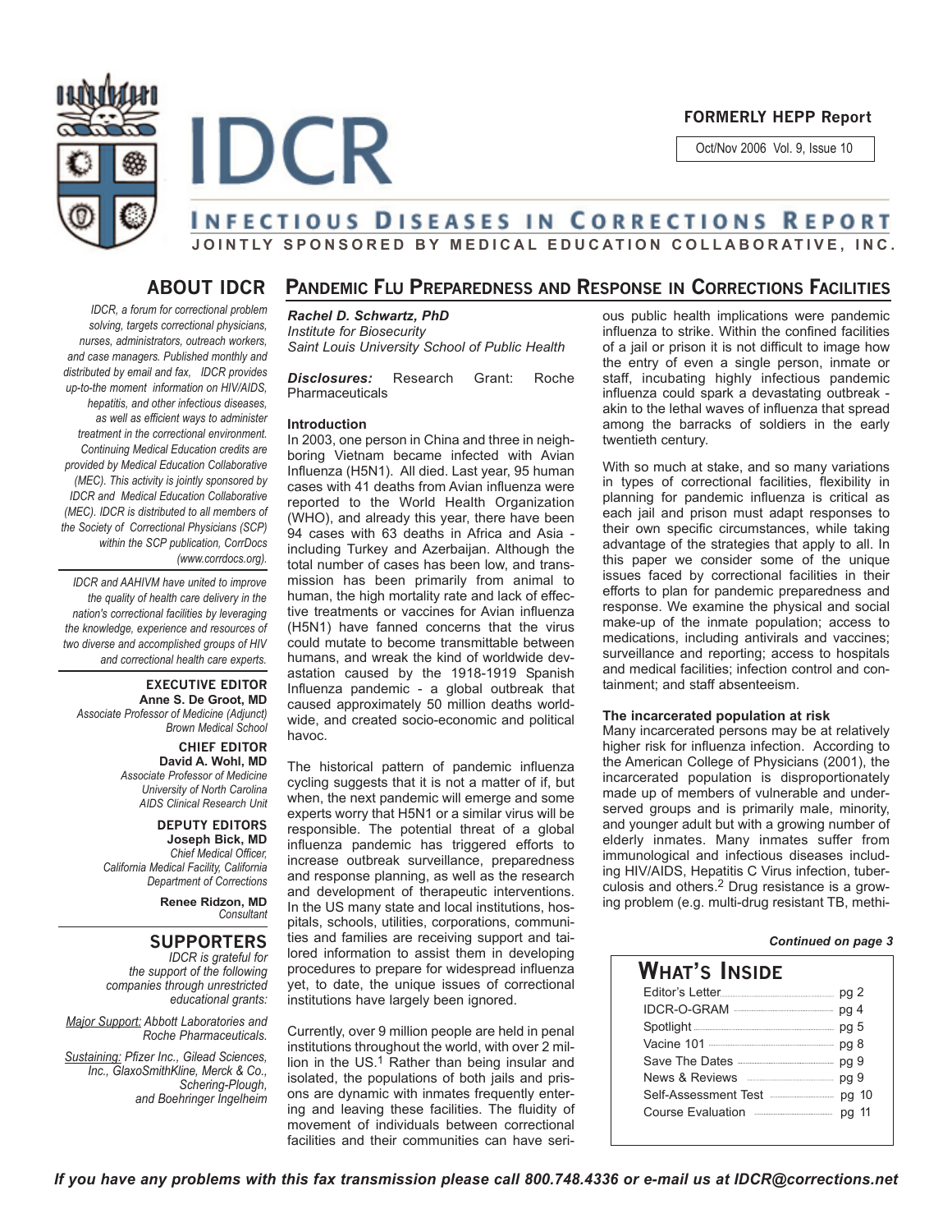# IDCR

**FORMERLY HEPP Report**

Oct/Nov 2006 Vol. 9, Issue 10

## INFECTIOUS DISEASES IN CORRECTIONS REPORT

**JOINTLY SPONSORED BY MEDICAL EDUCATION COLLABORATIVE, INC.**

## ABOUT IDCR

*IDCR, a forum for correctional problem solving, targets correctional physicians, nurses, administrators, outreach workers, and case managers. Published monthly and distributed by email and fax, IDCR provides up-to-the moment information on HIV/AIDS, hepatitis, and other infectious diseases, as well as efficient ways to administer treatment in the correctional environment. Continuing Medical Education credits are provided by Medical Education Collaborative (MEC). This activity is jointly sponsored by IDCR and Medical Education Collaborative (MEC). IDCR is distributed to all members of the Society of Correctional Physicians (SCP) within the SCP publication, CorrDocs (www.corrdocs.org).*

*IDCR and AAHIVM have united to improve the quality of health care delivery in the nation's correctional facilities by leveraging the knowledge, experience and resources of two diverse and accomplished groups of HIV and correctional health care experts.*

**EXECUTIVE EDITOR**
**Anne S. De Groot, MD**
*Associate Professor of Medicine (Adjunct)*
*Brown Medical School*

**CHIEF EDITOR**
**David A. Wohl, MD**
*Associate Professor of Medicine*
*University of North Carolina*
*AIDS Clinical Research Unit*

**DEPUTY EDITORS**
**Joseph Bick, MD**
*Chief Medical Officer,*
*California Medical Facility, California*
*Department of Corrections*

**Renee Ridzon, MD**
*Consultant*

## SUPPORTERS

*IDCR is grateful for the support of the following companies through unrestricted educational grants:*

*Major Support: Abbott Laboratories and Roche Pharmaceuticals.*

*Sustaining: Pfizer Inc., Gilead Sciences, Inc., GlaxoSmithKline, Merck & Co., Schering-Plough, and Boehringer Ingelheim*

## PANDEMIC FLU PREPAREDNESS AND RESPONSE IN CORRECTIONS FACILITIES

***Rachel D. Schwartz, PhD***
*Institute for Biosecurity*
*Saint Louis University School of Public Health*

***Disclosures:*** Research Grant: Roche Pharmaceuticals

### Introduction

In 2003, one person in China and three in neighboring Vietnam became infected with Avian Influenza (H5N1). All died. Last year, 95 human cases with 41 deaths from Avian influenza were reported to the World Health Organization (WHO), and already this year, there have been 94 cases with 63 deaths in Africa and Asia - including Turkey and Azerbaijan. Although the total number of cases has been low, and transmission has been primarily from animal to human, the high mortality rate and lack of effective treatments or vaccines for Avian influenza (H5N1) have fanned concerns that the virus could mutate to become transmittable between humans, and wreak the kind of worldwide devastation caused by the 1918-1919 Spanish Influenza pandemic - a global outbreak that caused approximately 50 million deaths worldwide, and created socio-economic and political havoc.

The historical pattern of pandemic influenza cycling suggests that it is not a matter of if, but when, the next pandemic will emerge and some experts worry that H5N1 or a similar virus will be responsible. The potential threat of a global influenza pandemic has triggered efforts to increase outbreak surveillance, preparedness and response planning, as well as the research and development of therapeutic interventions. In the US many state and local institutions, hospitals, schools, utilities, corporations, communities and families are receiving support and tailored information to assist them in developing procedures to prepare for widespread influenza yet, to date, the unique issues of correctional institutions have largely been ignored.

Currently, over 9 million people are held in penal institutions throughout the world, with over 2 million in the US.[1] Rather than being insular and isolated, the populations of both jails and prisons are dynamic with inmates frequently entering and leaving these facilities. The fluidity of movement of individuals between correctional facilities and their communities can have serious public health implications were pandemic influenza to strike. Within the confined facilities of a jail or prison it is not difficult to image how the entry of even a single person, inmate or staff, incubating highly infectious pandemic influenza could spark a devastating outbreak - akin to the lethal waves of influenza that spread among the barracks of soldiers in the early twentieth century.

With so much at stake, and so many variations in types of correctional facilities, flexibility in planning for pandemic influenza is critical as each jail and prison must adapt responses to their own specific circumstances, while taking advantage of the strategies that apply to all. In this paper we consider some of the unique issues faced by correctional facilities in their efforts to plan for pandemic preparedness and response. We examine the physical and social make-up of the inmate population; access to medications, including antivirals and vaccines; surveillance and reporting; access to hospitals and medical facilities; infection control and containment; and staff absenteeism.

### The incarcerated population at risk

Many incarcerated persons may be at relatively higher risk for influenza infection. According to the American College of Physicians (2001), the incarcerated population is disproportionately made up of members of vulnerable and underserved groups and is primarily male, minority, and younger adult but with a growing number of elderly inmates. Many inmates suffer from immunological and infectious diseases including HIV/AIDS, Hepatitis C Virus infection, tuberculosis and others.[2] Drug resistance is a growing problem (e.g. multi-drug resistant TB, methi-

***Continued on page 3***

## WHAT'S INSIDE

| | |
|---|---|
| Editor's Letter | pg 2 |
| IDCR-O-GRAM | pg 4 |
| Spotlight | pg 5 |
| Vacine 101 | pg 8 |
| Save The Dates | pg 9 |
| News & Reviews | pg 9 |
| Self-Assessment Test | pg 10 |
| Course Evaluation | pg 11 |

***If you have any problems with this fax transmission please call 800.748.4336 or e-mail us at IDCR@corrections.net***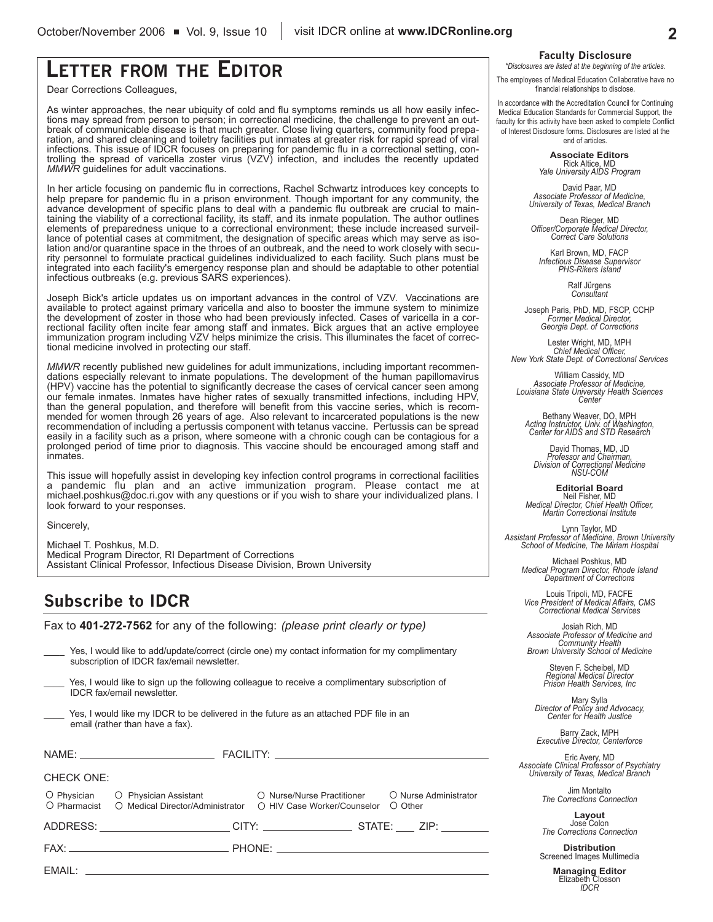# LETTER FROM THE EDITOR

Dear Corrections Colleagues,

As winter approaches, the near ubiquity of cold and flu symptoms reminds us all how easily infections may spread from person to person; in correctional medicine, the challenge to prevent an outbreak of communicable disease is that much greater. Close living quarters, community food preparation, and shared cleaning and toiletry facilities put inmates at greater risk for rapid spread of viral infections. This issue of IDCR focuses on preparing for pandemic flu in a correctional setting, controlling the spread of varicella zoster virus (VZV) infection, and includes the recently updated *MMWR* guidelines for adult vaccinations.

In her article focusing on pandemic flu in corrections, Rachel Schwartz introduces key concepts to help prepare for pandemic flu in a prison environment. Though important for any community, the advance development of specific plans to deal with a pandemic flu outbreak are crucial to maintaining the viability of a correctional facility, its staff, and its inmate population. The author outlines elements of preparedness unique to a correctional environment; these include increased surveillance of potential cases at commitment, the designation of specific areas which may serve as isolation and/or quarantine space in the throes of an outbreak, and the need to work closely with security personnel to formulate practical guidelines individualized to each facility. Such plans must be integrated into each facility's emergency response plan and should be adaptable to other potential infectious outbreaks (e.g. previous SARS experiences).

Joseph Bick's article updates us on important advances in the control of VZV. Vaccinations are available to protect against primary varicella and also to booster the immune system to minimize the development of zoster in those who had been previously infected. Cases of varicella in a correctional facility often incite fear among staff and inmates. Bick argues that an active employee immunization program including VZV helps minimize the crisis. This illuminates the facet of correctional medicine involved in protecting our staff.

*MMWR* recently published new guidelines for adult immunizations, including important recommendations especially relevant to inmate populations. The development of the human papillomavirus (HPV) vaccine has the potential to significantly decrease the cases of cervical cancer seen among our female inmates. Inmates have higher rates of sexually transmitted infections, including HPV, than the general population, and therefore will benefit from this vaccine series, which is recommended for women through 26 years of age. Also relevant to incarcerated populations is the new recommendation of including a pertussis component with tetanus vaccine. Pertussis can be spread easily in a facility such as a prison, where someone with a chronic cough can be contagious for a prolonged period of time prior to diagnosis. This vaccine should be encouraged among staff and inmates.

This issue will hopefully assist in developing key infection control programs in correctional facilities a pandemic flu plan and an active immunization program. Please contact me at michael.poshkus@doc.ri.gov with any questions or if you wish to share your individualized plans. I look forward to your responses.

Sincerely,

Michael T. Poshkus, M.D.
Medical Program Director, RI Department of Corrections
Assistant Clinical Professor, Infectious Disease Division, Brown University

## Subscribe to IDCR

Fax to **401-272-7562** for any of the following: *(please print clearly or type)*

\_\_\_\_ Yes, I would like to add/update/correct (circle one) my contact information for my complimentary subscription of IDCR fax/email newsletter.

\_\_\_\_ Yes, I would like to sign up the following colleague to receive a complimentary subscription of IDCR fax/email newsletter.

\_\_\_\_ Yes, I would like my IDCR to be delivered in the future as an attached PDF file in an email (rather than have a fax).

NAME: \_\_\_\_\_\_\_\_\_\_\_\_\_\_\_\_ FACILITY: \_\_\_\_\_\_\_\_\_\_\_\_\_\_\_\_

CHECK ONE:

○ Physician ○ Physician Assistant ○ Nurse/Nurse Practitioner ○ Nurse Administrator
○ Pharmacist ○ Medical Director/Administrator ○ HIV Case Worker/Counselor ○ Other

ADDRESS: \_\_\_\_\_\_\_\_\_\_\_\_\_\_\_\_ CITY: \_\_\_\_\_\_\_\_\_\_ STATE: \_\_\_\_ ZIP: \_\_\_\_\_\_

FAX: \_\_\_\_\_\_\_\_\_\_\_\_\_\_\_\_ PHONE: \_\_\_\_\_\_\_\_\_\_\_\_\_\_\_\_

EMAIL: \_\_\_\_\_\_\_\_\_\_\_\_\_\_\_\_

---

**Faculty Disclosure**
*\*Disclosures are listed at the beginning of the articles.*

The employees of Medical Education Collaborative have no financial relationships to disclose.

In accordance with the Accreditation Council for Continuing Medical Education Standards for Commercial Support, the faculty for this activity have been asked to complete Conflict of Interest Disclosure forms. Disclosures are listed at the end of articles.

**Associate Editors**

Rick Altice, MD
*Yale University AIDS Program*

David Paar, MD
*Associate Professor of Medicine, University of Texas, Medical Branch*

Dean Rieger, MD
*Officer/Corporate Medical Director, Correct Care Solutions*

Karl Brown, MD, FACP
*Infectious Disease Supervisor PHS-Rikers Island*

Ralf Jürgens
*Consultant*

Joseph Paris, PhD, MD, FSCP, CCHP
*Former Medical Director, Georgia Dept. of Corrections*

Lester Wright, MD, MPH
*Chief Medical Officer, New York State Dept. of Correctional Services*

William Cassidy, MD
*Associate Professor of Medicine, Louisiana State University Health Sciences Center*

Bethany Weaver, DO, MPH
*Acting Instructor, Univ. of Washington, Center for AIDS and STD Research*

David Thomas, MD, JD
*Professor and Chairman, Division of Correctional Medicine NSU-COM*

**Editorial Board**

Neil Fisher, MD
*Medical Director, Chief Health Officer, Martin Correctional Institute*

Lynn Taylor, MD
*Assistant Professor of Medicine, Brown University School of Medicine, The Miriam Hospital*

Michael Poshkus, MD
*Medical Program Director, Rhode Island Department of Corrections*

Louis Tripoli, MD, FACFE
*Vice President of Medical Affairs, CMS Correctional Medical Services*

Josiah Rich, MD
*Associate Professor of Medicine and Community Health Brown University School of Medicine*

Steven F. Scheibel, MD
*Regional Medical Director Prison Health Services, Inc*

Mary Sylla
*Director of Policy and Advocacy, Center for Health Justice*

Barry Zack, MPH
*Executive Director, Centerforce*

Eric Avery, MD
*Associate Clinical Professor of Psychiatry University of Texas, Medical Branch*

Jim Montalto
*The Corrections Connection*

**Layout**
Jose Colon
*The Corrections Connection*

**Distribution**
Screened Images Multimedia

**Managing Editor**
Elizabeth Closson
*IDCR*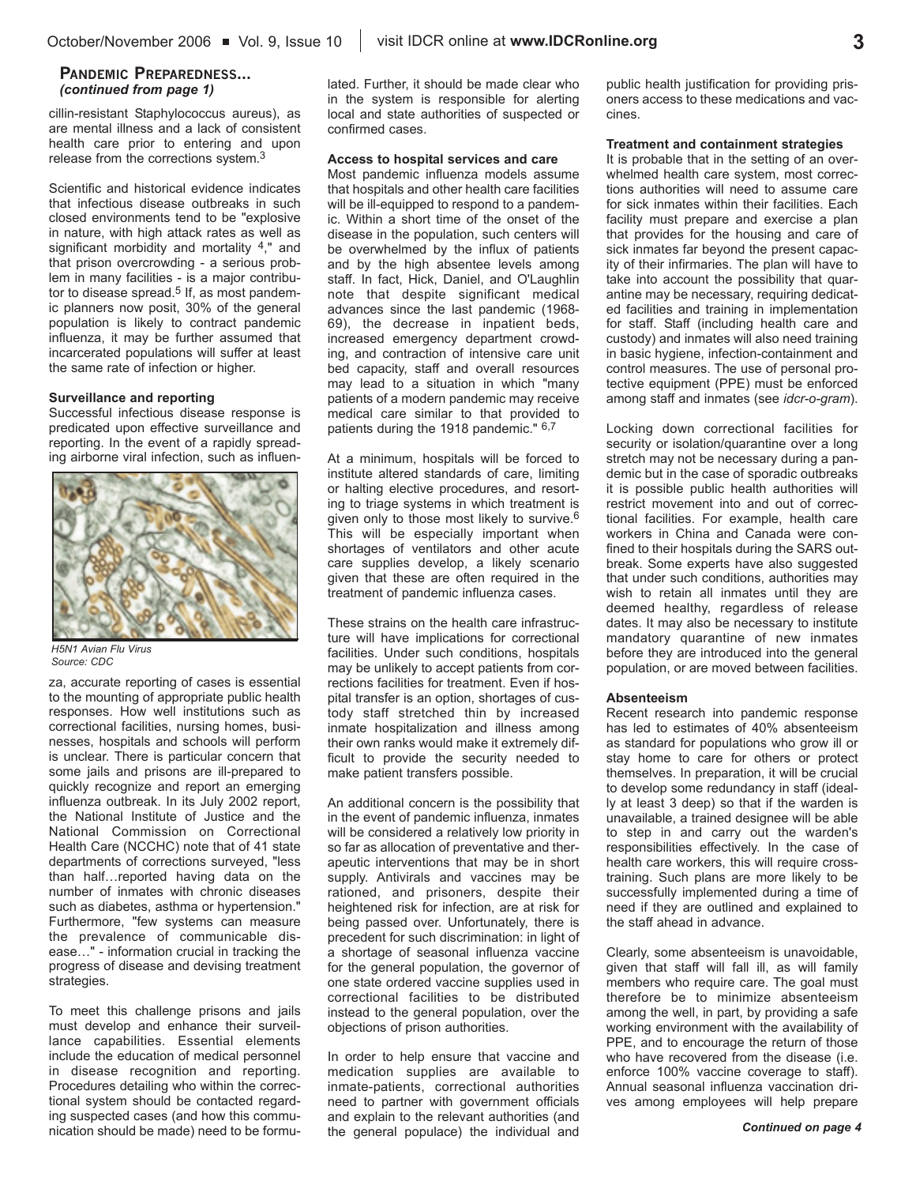## Pandemic Preparedness... *(continued from page 1)*

cillin-resistant Staphylococcus aureus), as are mental illness and a lack of consistent health care prior to entering and upon release from the corrections system.[3]

Scientific and historical evidence indicates that infectious disease outbreaks in such closed environments tend to be "explosive in nature, with high attack rates as well as significant morbidity and mortality [4]," and that prison overcrowding - a serious problem in many facilities - is a major contributor to disease spread.[5] If, as most pandemic planners now posit, 30% of the general population is likely to contract pandemic influenza, it may be further assumed that incarcerated populations will suffer at least the same rate of infection or higher.

**Surveillance and reporting**

Successful infectious disease response is predicated upon effective surveillance and reporting. In the event of a rapidly spreading airborne viral infection, such as influenza, accurate reporting of cases is essential to the mounting of appropriate public health responses. How well institutions such as correctional facilities, nursing homes, businesses, hospitals and schools will perform is unclear. There is particular concern that some jails and prisons are ill-prepared to quickly recognize and report an emerging influenza outbreak. In its July 2002 report, the National Institute of Justice and the National Commission on Correctional Health Care (NCCHC) note that of 41 state departments of corrections surveyed, "less than half…reported having data on the number of inmates with chronic diseases such as diabetes, asthma or hypertension." Furthermore, "few systems can measure the prevalence of communicable disease…" - information crucial in tracking the progress of disease and devising treatment strategies.

*H5N1 Avian Flu Virus*
*Source: CDC*

To meet this challenge prisons and jails must develop and enhance their surveillance capabilities. Essential elements include the education of medical personnel in disease recognition and reporting. Procedures detailing who within the correctional system should be contacted regarding suspected cases (and how this communication should be made) need to be formulated. Further, it should be made clear who in the system is responsible for alerting local and state authorities of suspected or confirmed cases.

**Access to hospital services and care**

Most pandemic influenza models assume that hospitals and other health care facilities will be ill-equipped to respond to a pandemic. Within a short time of the onset of the disease in the population, such centers will be overwhelmed by the influx of patients and by the high absentee levels among staff. In fact, Hick, Daniel, and O'Laughlin note that despite significant medical advances since the last pandemic (1968-69), the decrease in inpatient beds, increased emergency department crowding, and contraction of intensive care unit bed capacity, staff and overall resources may lead to a situation in which "many patients of a modern pandemic may receive medical care similar to that provided to patients during the 1918 pandemic." [6,7]

At a minimum, hospitals will be forced to institute altered standards of care, limiting or halting elective procedures, and resorting to triage systems in which treatment is given only to those most likely to survive.[6] This will be especially important when shortages of ventilators and other acute care supplies develop, a likely scenario given that these are often required in the treatment of pandemic influenza cases.

These strains on the health care infrastructure will have implications for correctional facilities. Under such conditions, hospitals may be unlikely to accept patients from corrections facilities for treatment. Even if hospital transfer is an option, shortages of custody staff stretched thin by increased inmate hospitalization and illness among their own ranks would make it extremely difficult to provide the security needed to make patient transfers possible.

An additional concern is the possibility that in the event of pandemic influenza, inmates will be considered a relatively low priority in so far as allocation of preventative and therapeutic interventions that may be in short supply. Antivirals and vaccines may be rationed, and prisoners, despite their heightened risk for infection, are at risk for being passed over. Unfortunately, there is precedent for such discrimination: in light of a shortage of seasonal influenza vaccine for the general population, the governor of one state ordered vaccine supplies used in correctional facilities to be distributed instead to the general population, over the objections of prison authorities.

In order to help ensure that vaccine and medication supplies are available to inmate-patients, correctional authorities need to partner with government officials and explain to the relevant authorities (and the general populace) the individual and public health justification for providing prisoners access to these medications and vaccines.

**Treatment and containment strategies**

It is probable that in the setting of an overwhelmed health care system, most corrections authorities will need to assume care for sick inmates within their facilities. Each facility must prepare and exercise a plan that provides for the housing and care of sick inmates far beyond the present capacity of their infirmaries. The plan will have to take into account the possibility that quarantine may be necessary, requiring dedicated facilities and training in implementation for staff. Staff (including health care and custody) and inmates will also need training in basic hygiene, infection-containment and control measures. The use of personal protective equipment (PPE) must be enforced among staff and inmates (see *idcr-o-gram*).

Locking down correctional facilities for security or isolation/quarantine over a long stretch may not be necessary during a pandemic but in the case of sporadic outbreaks it is possible public health authorities will restrict movement into and out of correctional facilities. For example, health care workers in China and Canada were confined to their hospitals during the SARS outbreak. Some experts have also suggested that under such conditions, authorities may wish to retain all inmates until they are deemed healthy, regardless of release dates. It may also be necessary to institute mandatory quarantine of new inmates before they are introduced into the general population, or are moved between facilities.

**Absenteeism**

Recent research into pandemic response has led to estimates of 40% absenteeism as standard for populations who grow ill or stay home to care for others or protect themselves. In preparation, it will be crucial to develop some redundancy in staff (ideally at least 3 deep) so that if the warden is unavailable, a trained designee will be able to step in and carry out the warden's responsibilities effectively. In the case of health care workers, this will require cross-training. Such plans are more likely to be successfully implemented during a time of need if they are outlined and explained to the staff ahead in advance.

Clearly, some absenteeism is unavoidable, given that staff will fall ill, as will family members who require care. The goal must therefore be to minimize absenteeism among the well, in part, by providing a safe working environment with the availability of PPE, and to encourage the return of those who have recovered from the disease (i.e. enforce 100% vaccine coverage to staff). Annual seasonal influenza vaccination drives among employees will help prepare

*Continued on page 4*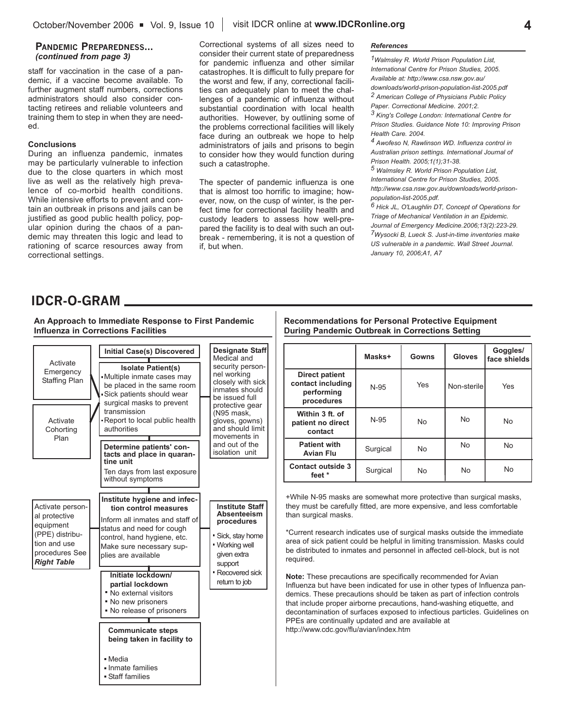## Pandemic Preparedness...
*(continued from page 3)*

staff for vaccination in the case of a pandemic, if a vaccine become available. To further augment staff numbers, corrections administrators should also consider contacting retirees and reliable volunteers and training them to step in when they are needed.

**Conclusions**

During an influenza pandemic, inmates may be particularly vulnerable to infection due to the close quarters in which most live as well as the relatively high prevalence of co-morbid health conditions. While intensive efforts to prevent and contain an outbreak in prisons and jails can be justified as good public health policy, popular opinion during the chaos of a pandemic may threaten this logic and lead to rationing of scarce resources away from correctional settings.

Correctional systems of all sizes need to consider their current state of preparedness for pandemic influenza and other similar catastrophes. It is difficult to fully prepare for the worst and few, if any, correctional facilities can adequately plan to meet the challenges of a pandemic of influenza without substantial coordination with local health authorities. However, by outlining some of the problems correctional facilities will likely face during an outbreak we hope to help administrators of jails and prisons to begin to consider how they would function during such a catastrophe.

The specter of pandemic influenza is one that is almost too horrific to imagine; however, now, on the cusp of winter, is the perfect time for correctional facility health and custody leaders to assess how well-prepared the facility is to deal with such an outbreak - remembering, it is not a question of if, but when.

***References***

*[1] Walmsley R. World Prison Population List, International Centre for Prison Studies, 2005. Available at: http://www.csa.nsw.gov.au/downloads/world-prison-population-list-2005.pdf*

*[2] American College of Physicians Public Policy Paper. Correctional Medicine. 2001;2.*

*[3] King's College London: International Centre for Prison Studies. Guidance Note 10: Improving Prison Health Care. 2004.*

*[4] Awofeso N, Rawlinson WD. Influenza control in Australian prison settings. International Journal of Prison Health. 2005;1(1);31-38.*

*[5] Walmsley R. World Prison Population List, International Centre for Prison Studies, 2005. http://www.csa.nsw.gov.au/downloads/world-prison-population-list-2005.pdf.*

*[6] Hick JL, O'Laughlin DT, Concept of Operations for Triage of Mechanical Ventilation in an Epidemic. Journal of Emergency Medicine.2006;13(2):223-29.*

*[7] Wysocki B, Lueck S. Just-in-time inventories make US vulnerable in a pandemic. Wall Street Journal. January 10, 2006;A1, A7*

# IDCR-O-GRAM

**An Approach to Immediate Response to First Pandemic Influenza in Corrections Facilities**

Activate Emergency Staffing Plan

Activate Cohorting Plan

**Initial Case(s) Discovered**

**Isolate Patient(s)**
- Multiple inmate cases may be placed in the same room
- Sick patients should wear surgical masks to prevent transmission
- Report to local public health authorities

**Designate Staff**
Medical and security personnel working closely with sick inmates should be issued full protective gear (N95 mask, gloves, gowns) and should limit movements in and out of the isolation unit

**Determine patients' contacts and place in quarantine unit**
Ten days from last exposure without symptoms

Activate personal protective equipment (PPE) distribution and use procedures See ***Right Table***

**Institute hygiene and infection control measures**
Inform all inmates and staff of status and need for cough control, hand hygiene, etc. Make sure necessary supplies are available

**Institute Staff Absenteeism procedures**
- Sick, stay home
- Working well given extra support
- Recovered sick return to job

**Initiate lockdown/ partial lockdown**
- No external visitors
- No new prisoners
- No release of prisoners

**Communicate steps being taken in facility to**
- Media
- Inmate families
- Staff families

**Recommendations for Personal Protective Equipment During Pandemic Outbreak in Corrections Setting**

| | Masks+ | Gowns | Gloves | Goggles/ face shields |
|---|---|---|---|---|
| **Direct patient contact including performing procedures** | N-95 | Yes | Non-sterile | Yes |
| **Within 3 ft. of patient no direct contact** | N-95 | No | No | No |
| **Patient with Avian Flu** | Surgical | No | No | No |
| **Contact outside 3 feet \*** | Surgical | No | No | No |

+While N-95 masks are somewhat more protective than surgical masks, they must be carefully fitted, are more expensive, and less comfortable than surgical masks.

*Current research indicates use of surgical masks outside the immediate area of sick patient could be helpful in limiting transmission. Masks could be distributed to inmates and personnel in affected cell-block, but is not required.

**Note:** These precautions are specifically recommended for Avian Influenza but have been indicated for use in other types of Influenza pandemics. These precautions should be taken as part of infection controls that include proper airborne precautions, hand-washing etiquette, and decontamination of surfaces exposed to infectious particles. Guidelines on PPEs are continually updated and are available at http://www.cdc.gov/flu/avian/index.htm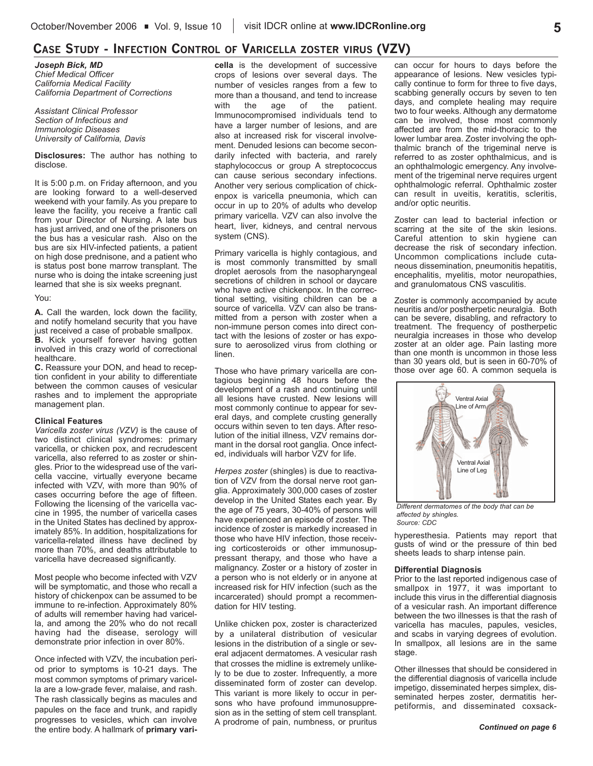## Case Study - Infection Control of Varicella zoster virus (VZV)

*Joseph Bick, MD*
*Chief Medical Officer*
*California Medical Facility*
*California Department of Corrections*

*Assistant Clinical Professor*
*Section of Infectious and Immunologic Diseases*
*University of California, Davis*

**Disclosures:** The author has nothing to disclose.

It is 5:00 p.m. on Friday afternoon, and you are looking forward to a well-deserved weekend with your family. As you prepare to leave the facility, you receive a frantic call from your Director of Nursing. A late bus has just arrived, and one of the prisoners on the bus has a vesicular rash. Also on the bus are six HIV-infected patients, a patient on high dose prednisone, and a patient who is status post bone marrow transplant. The nurse who is doing the intake screening just learned that she is six weeks pregnant.

You:

**A.** Call the warden, lock down the facility, and notify homeland security that you have just received a case of probable smallpox.
**B.** Kick yourself forever having gotten involved in this crazy world of correctional healthcare.
**C.** Reassure your DON, and head to reception confident in your ability to differentiate between the common causes of vesicular rashes and to implement the appropriate management plan.

### Clinical Features

*Varicella zoster virus (VZV)* is the cause of two distinct clinical syndromes: primary varicella, or chicken pox, and recrudescent varicella, also referred to as zoster or shingles. Prior to the widespread use of the varicella vaccine, virtually everyone became infected with VZV, with more than 90% of cases occurring before the age of fifteen. Following the licensing of the varicella vaccine in 1995, the number of varicella cases in the United States has declined by approximately 85%. In addition, hospitalizations for varicella-related illness have declined by more than 70%, and deaths attributable to varicella have decreased significantly.

Most people who become infected with VZV will be symptomatic, and those who recall a history of chickenpox can be assumed to be immune to re-infection. Approximately 80% of adults will remember having had varicella, and among the 20% who do not recall having had the disease, serology will demonstrate prior infection in over 80%.

Once infected with VZV, the incubation period prior to symptoms is 10-21 days. The most common symptoms of primary varicella are a low-grade fever, malaise, and rash. The rash classically begins as macules and papules on the face and trunk, and rapidly progresses to vesicles, which can involve the entire body. A hallmark of **primary varicella** is the development of successive crops of lesions over several days. The number of vesicles ranges from a few to more than a thousand, and tend to increase with the age of the patient. Immunocompromised individuals tend to have a larger number of lesions, and are also at increased risk for visceral involvement. Denuded lesions can become secondarily infected with bacteria, and rarely staphylococcus or group A streptococcus can cause serious secondary infections. Another very serious complication of chickenpox is varicella pneumonia, which can occur in up to 20% of adults who develop primary varicella. VZV can also involve the heart, liver, kidneys, and central nervous system (CNS).

Primary varicella is highly contagious, and is most commonly transmitted by small droplet aerosols from the nasopharyngeal secretions of children in school or daycare who have active chickenpox. In the correctional setting, visiting children can be a source of varicella. VZV can also be transmitted from a person with zoster when a non-immune person comes into direct contact with the lesions of zoster or has exposure to aerosolized virus from clothing or linen.

Those who have primary varicella are contagious beginning 48 hours before the development of a rash and continuing until all lesions have crusted. New lesions will most commonly continue to appear for several days, and complete crusting generally occurs within seven to ten days. After resolution of the initial illness, VZV remains dormant in the dorsal root ganglia. Once infected, individuals will harbor VZV for life.

*Herpes zoster* (shingles) is due to reactivation of VZV from the dorsal nerve root ganglia. Approximately 300,000 cases of zoster develop in the United States each year. By the age of 75 years, 30-40% of persons will have experienced an episode of zoster. The incidence of zoster is markedly increased in those who have HIV infection, those receiving corticosteroids or other immunosuppressant therapy, and those who have a malignancy. Zoster or a history of zoster in a person who is not elderly or in anyone at increased risk for HIV infection (such as the incarcerated) should prompt a recommendation for HIV testing.

Unlike chicken pox, zoster is characterized by a unilateral distribution of vesicular lesions in the distribution of a single or several adjacent dermatomes. A vesicular rash that crosses the midline is extremely unlikely to be due to zoster. Infrequently, a more disseminated form of zoster can develop. This variant is more likely to occur in persons who have profound immunosuppression as in the setting of stem cell transplant. A prodrome of pain, numbness, or pruritus can occur for hours to days before the appearance of lesions. New vesicles typically continue to form for three to five days, scabbing generally occurs by seven to ten days, and complete healing may require two to four weeks. Although any dermatome can be involved, those most commonly affected are from the mid-thoracic to the lower lumbar area. Zoster involving the ophthalmic branch of the trigeminal nerve is referred to as zoster ophthalmicus, and is an ophthalmologic emergency. Any involvement of the trigeminal nerve requires urgent ophthalmologic referral. Ophthalmic zoster can result in uveitis, keratitis, scleritis, and/or optic neuritis.

Zoster can lead to bacterial infection or scarring at the site of the skin lesions. Careful attention to skin hygiene can decrease the risk of secondary infection. Uncommon complications include cutaneous dissemination, pneumonitis hepatitis, encephalitis, myelitis, motor neuropathies, and granulomatous CNS vasculitis.

Zoster is commonly accompanied by acute neuritis and/or postherpetic neuralgia. Both can be severe, disabling, and refractory to treatment. The frequency of postherpetic neuralgia increases in those who develop zoster at an older age. Pain lasting more than one month is uncommon in those less than 30 years old, but is seen in 60-70% of those over age 60. A common sequela is hyperesthesia. Patients may report that gusts of wind or the pressure of thin bed sheets leads to sharp intense pain.

Ventral Axial Line of Arm

Ventral Axial Line of Leg

*Different dermatomes of the body that can be affected by shingles.*
*Source: CDC*

### Differential Diagnosis

Prior to the last reported indigenous case of smallpox in 1977, it was important to include this virus in the differential diagnosis of a vesicular rash. An important difference between the two illnesses is that the rash of varicella has macules, papules, vesicles, and scabs in varying degrees of evolution. In smallpox, all lesions are in the same stage.

Other illnesses that should be considered in the differential diagnosis of varicella include impetigo, disseminated herpes simplex, disseminated herpes zoster, dermatitis herpetiformis, and disseminated coxsack-

*Continued on page 6*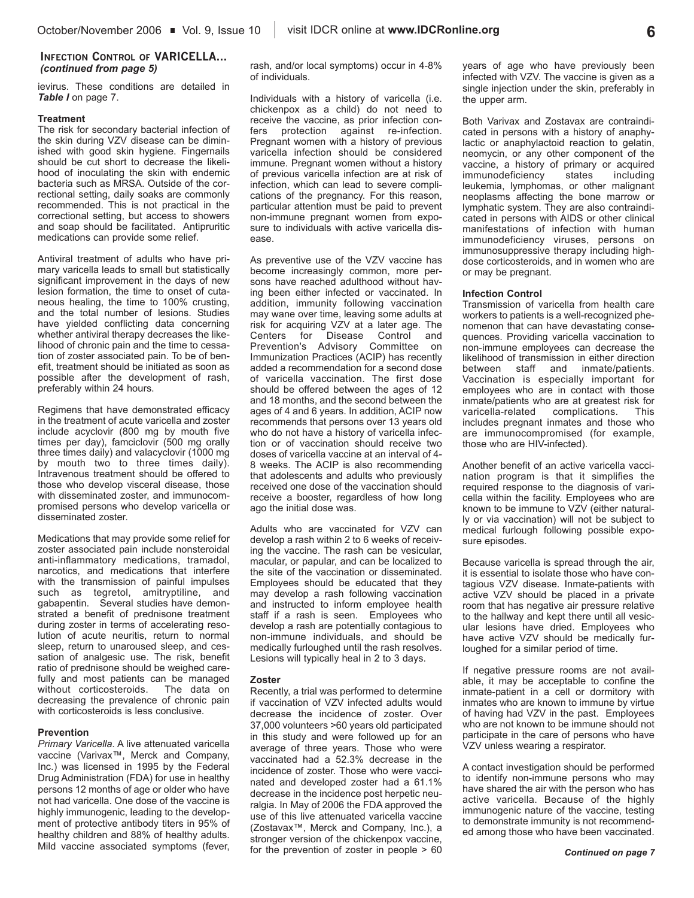### Infection Control of VARICELLA... *(continued from page 5)*

ievirus. These conditions are detailed in ***Table I*** on page 7.

**Treatment**

The risk for secondary bacterial infection of the skin during VZV disease can be diminished with good skin hygiene. Fingernails should be cut short to decrease the likelihood of inoculating the skin with endemic bacteria such as MRSA. Outside of the correctional setting, daily soaks are commonly recommended. This is not practical in the correctional setting, but access to showers and soap should be facilitated. Antipruritic medications can provide some relief.

Antiviral treatment of adults who have primary varicella leads to small but statistically significant improvement in the days of new lesion formation, the time to onset of cutaneous healing, the time to 100% crusting, and the total number of lesions. Studies have yielded conflicting data concerning whether antiviral therapy decreases the likelihood of chronic pain and the time to cessation of zoster associated pain. To be of benefit, treatment should be initiated as soon as possible after the development of rash, preferably within 24 hours.

Regimens that have demonstrated efficacy in the treatment of acute varicella and zoster include acyclovir (800 mg by mouth five times per day), famciclovir (500 mg orally three times daily) and valacyclovir (1000 mg by mouth two to three times daily). Intravenous treatment should be offered to those who develop visceral disease, those with disseminated zoster, and immunocompromised persons who develop varicella or disseminated zoster.

Medications that may provide some relief for zoster associated pain include nonsteroidal anti-inflammatory medications, tramadol, narcotics, and medications that interfere with the transmission of painful impulses such as tegretol, amitryptiline, and gabapentin. Several studies have demonstrated a benefit of prednisone treatment during zoster in terms of accelerating resolution of acute neuritis, return to normal sleep, return to unaroused sleep, and cessation of analgesic use. The risk, benefit ratio of prednisone should be weighed carefully and most patients can be managed without corticosteroids. The data on decreasing the prevalence of chronic pain with corticosteroids is less conclusive.

**Prevention**

*Primary Varicella*. A live attenuated varicella vaccine (Varivax™, Merck and Company, Inc.) was licensed in 1995 by the Federal Drug Administration (FDA) for use in healthy persons 12 months of age or older who have not had varicella. One dose of the vaccine is highly immunogenic, leading to the development of protective antibody titers in 95% of healthy children and 88% of healthy adults. Mild vaccine associated symptoms (fever, rash, and/or local symptoms) occur in 4-8% of individuals.

Individuals with a history of varicella (i.e. chickenpox as a child) do not need to receive the vaccine, as prior infection confers protection against re-infection. Pregnant women with a history of previous varicella infection should be considered immune. Pregnant women without a history of previous varicella infection are at risk of infection, which can lead to severe complications of the pregnancy. For this reason, particular attention must be paid to prevent non-immune pregnant women from exposure to individuals with active varicella disease.

As preventive use of the VZV vaccine has become increasingly common, more persons have reached adulthood without having been either infected or vaccinated. In addition, immunity following vaccination may wane over time, leaving some adults at risk for acquiring VZV at a later age. The Centers for Disease Control and Prevention's Advisory Committee on Immunization Practices (ACIP) has recently added a recommendation for a second dose of varicella vaccination. The first dose should be offered between the ages of 12 and 18 months, and the second between the ages of 4 and 6 years. In addition, ACIP now recommends that persons over 13 years old who do not have a history of varicella infection or of vaccination should receive two doses of varicella vaccine at an interval of 4-8 weeks. The ACIP is also recommending that adolescents and adults who previously received one dose of the vaccination should receive a booster, regardless of how long ago the initial dose was.

Adults who are vaccinated for VZV can develop a rash within 2 to 6 weeks of receiving the vaccine. The rash can be vesicular, macular, or papular, and can be localized to the site of the vaccination or disseminated. Employees should be educated that they may develop a rash following vaccination and instructed to inform employee health staff if a rash is seen. Employees who develop a rash are potentially contagious to non-immune individuals, and should be medically furloughed until the rash resolves. Lesions will typically heal in 2 to 3 days.

**Zoster**

Recently, a trial was performed to determine if vaccination of VZV infected adults would decrease the incidence of zoster. Over 37,000 volunteers >60 years old participated in this study and were followed up for an average of three years. Those who were vaccinated had a 52.3% decrease in the incidence of zoster. Those who were vaccinated and developed zoster had a 61.1% decrease in the incidence post herpetic neuralgia. In May of 2006 the FDA approved the use of this live attenuated varicella vaccine (Zostavax™, Merck and Company, Inc.), a stronger version of the chickenpox vaccine, for the prevention of zoster in people > 60 years of age who have previously been infected with VZV. The vaccine is given as a single injection under the skin, preferably in the upper arm.

Both Varivax and Zostavax are contraindicated in persons with a history of anaphylactic or anaphylactoid reaction to gelatin, neomycin, or any other component of the vaccine, a history of primary or acquired immunodeficiency states including leukemia, lymphomas, or other malignant neoplasms affecting the bone marrow or lymphatic system. They are also contraindicated in persons with AIDS or other clinical manifestations of infection with human immunodeficiency viruses, persons on immunosuppressive therapy including high-dose corticosteroids, and in women who are or may be pregnant.

**Infection Control**

Transmission of varicella from health care workers to patients is a well-recognized phenomenon that can have devastating consequences. Providing varicella vaccination to non-immune employees can decrease the likelihood of transmission in either direction between staff and inmate/patients. Vaccination is especially important for employees who are in contact with those inmate/patients who are at greatest risk for varicella-related complications. This includes pregnant inmates and those who are immunocompromised (for example, those who are HIV-infected).

Another benefit of an active varicella vaccination program is that it simplifies the required response to the diagnosis of varicella within the facility. Employees who are known to be immune to VZV (either naturally or via vaccination) will not be subject to medical furlough following possible exposure episodes.

Because varicella is spread through the air, it is essential to isolate those who have contagious VZV disease. Inmate-patients with active VZV should be placed in a private room that has negative air pressure relative to the hallway and kept there until all vesicular lesions have dried. Employees who have active VZV should be medically furloughed for a similar period of time.

If negative pressure rooms are not available, it may be acceptable to confine the inmate-patient in a cell or dormitory with inmates who are known to immune by virtue of having had VZV in the past. Employees who are not known to be immune should not participate in the care of persons who have VZV unless wearing a respirator.

A contact investigation should be performed to identify non-immune persons who may have shared the air with the person who has active varicella. Because of the highly immunogenic nature of the vaccine, testing to demonstrate immunity is not recommended among those who have been vaccinated.

*Continued on page 7*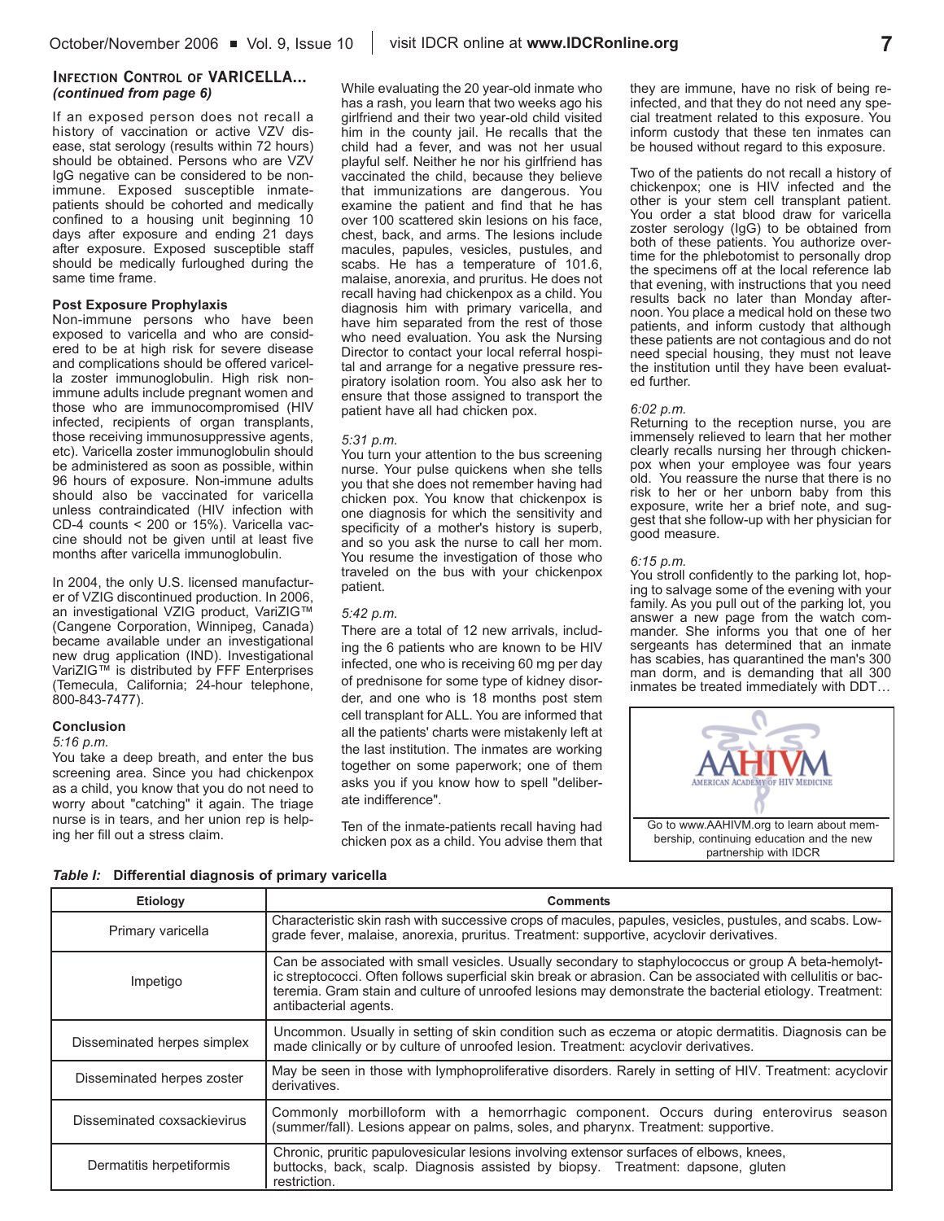### Infection Control of VARICELLA... *(continued from page 6)*

If an exposed person does not recall a history of vaccination or active VZV disease, stat serology (results within 72 hours) should be obtained. Persons who are VZV IgG negative can be considered to be non-immune. Exposed susceptible inmate-patients should be cohorted and medically confined to a housing unit beginning 10 days after exposure and ending 21 days after exposure. Exposed susceptible staff should be medically furloughed during the same time frame.

**Post Exposure Prophylaxis**

Non-immune persons who have been exposed to varicella and who are considered to be at high risk for severe disease and complications should be offered varicella zoster immunoglobulin. High risk non-immune adults include pregnant women and those who are immunocompromised (HIV infected, recipients of organ transplants, those receiving immunosuppressive agents, etc). Varicella zoster immunoglobulin should be administered as soon as possible, within 96 hours of exposure. Non-immune adults should also be vaccinated for varicella unless contraindicated (HIV infection with CD-4 counts < 200 or 15%). Varicella vaccine should not be given until at least five months after varicella immunoglobulin.

In 2004, the only U.S. licensed manufacturer of VZIG discontinued production. In 2006, an investigational VZIG product, VariZIG™ (Cangene Corporation, Winnipeg, Canada) became available under an investigational new drug application (IND). Investigational VariZIG™ is distributed by FFF Enterprises (Temecula, California; 24-hour telephone, 800-843-7477).

**Conclusion**

*5:16 p.m.*

You take a deep breath, and enter the bus screening area. Since you had chickenpox as a child, you know that you do not need to worry about "catching" it again. The triage nurse is in tears, and her union rep is helping her fill out a stress claim.

While evaluating the 20 year-old inmate who has a rash, you learn that two weeks ago his girlfriend and their two year-old child visited him in the county jail. He recalls that the child had a fever, and was not her usual playful self. Neither he nor his girlfriend has vaccinated the child, because they believe that immunizations are dangerous. You examine the patient and find that he has over 100 scattered skin lesions on his face, chest, back, and arms. The lesions include macules, papules, vesicles, pustules, and scabs. He has a temperature of 101.6, malaise, anorexia, and pruritus. He does not recall having had chickenpox as a child. You diagnosis him with primary varicella, and have him separated from the rest of those who need evaluation. You ask the Nursing Director to contact your local referral hospital and arrange for a negative pressure respiratory isolation room. You also ask her to ensure that those assigned to transport the patient have all had chicken pox.

*5:31 p.m.*

You turn your attention to the bus screening nurse. Your pulse quickens when she tells you that she does not remember having had chicken pox. You know that chickenpox is one diagnosis for which the sensitivity and specificity of a mother's history is superb, and so you ask the nurse to call her mom. You resume the investigation of those who traveled on the bus with your chickenpox patient.

*5:42 p.m.*

There are a total of 12 new arrivals, including the 6 patients who are known to be HIV infected, one who is receiving 60 mg per day of prednisone for some type of kidney disorder, and one who is 18 months post stem cell transplant for ALL. You are informed that all the patients' charts were mistakenly left at the last institution. The inmates are working together on some paperwork; one of them asks you if you know how to spell "deliberate indifference".

Ten of the inmate-patients recall having had chicken pox as a child. You advise them that they are immune, have no risk of being reinfected, and that they do not need any special treatment related to this exposure. You inform custody that these ten inmates can be housed without regard to this exposure.

Two of the patients do not recall a history of chickenpox; one is HIV infected and the other is your stem cell transplant patient. You order a stat blood draw for varicella zoster serology (IgG) to be obtained from both of these patients. You authorize overtime for the phlebotomist to personally drop the specimens off at the local reference lab that evening, with instructions that you need results back no later than Monday afternoon. You place a medical hold on these two patients, and inform custody that although these patients are not contagious and do not need special housing, they must not leave the institution until they have been evaluated further.

*6:02 p.m.*

Returning to the reception nurse, you are immensely relieved to learn that her mother clearly recalls nursing her through chickenpox when your employee was four years old. You reassure the nurse that there is no risk to her or her unborn baby from this exposure, write her a brief note, and suggest that she follow-up with her physician for good measure.

*6:15 p.m.*

You stroll confidently to the parking lot, hoping to salvage some of the evening with your family. As you pull out of the parking lot, you answer a new page from the watch commander. She informs you that one of her sergeants has determined that an inmate has scabies, has quarantined the man's 300 man dorm, and is demanding that all 300 inmates be treated immediately with DDT…

AAHIVM — American Academy of HIV Medicine

Go to www.AAHIVM.org to learn about membership, continuing education and the new partnership with IDCR

***Table I:* Differential diagnosis of primary varicella**

| Etiology | Comments |
|---|---|
| Primary varicella | Characteristic skin rash with successive crops of macules, papules, vesicles, pustules, and scabs. Low-grade fever, malaise, anorexia, pruritus. Treatment: supportive, acyclovir derivatives. |
| Impetigo | Can be associated with small vesicles. Usually secondary to staphylococcus or group A beta-hemolytic streptococci. Often follows superficial skin break or abrasion. Can be associated with cellulitis or bacteremia. Gram stain and culture of unroofed lesions may demonstrate the bacterial etiology. Treatment: antibacterial agents. |
| Disseminated herpes simplex | Uncommon. Usually in setting of skin condition such as eczema or atopic dermatitis. Diagnosis can be made clinically or by culture of unroofed lesion. Treatment: acyclovir derivatives. |
| Disseminated herpes zoster | May be seen in those with lymphoproliferative disorders. Rarely in setting of HIV. Treatment: acyclovir derivatives. |
| Disseminated coxsackievirus | Commonly morbilloform with a hemorrhagic component. Occurs during enterovirus season (summer/fall). Lesions appear on palms, soles, and pharynx. Treatment: supportive. |
| Dermatitis herpetiformis | Chronic, pruritic papulovesicular lesions involving extensor surfaces of elbows, knees, buttocks, back, scalp. Diagnosis assisted by biopsy. Treatment: dapsone, gluten restriction. |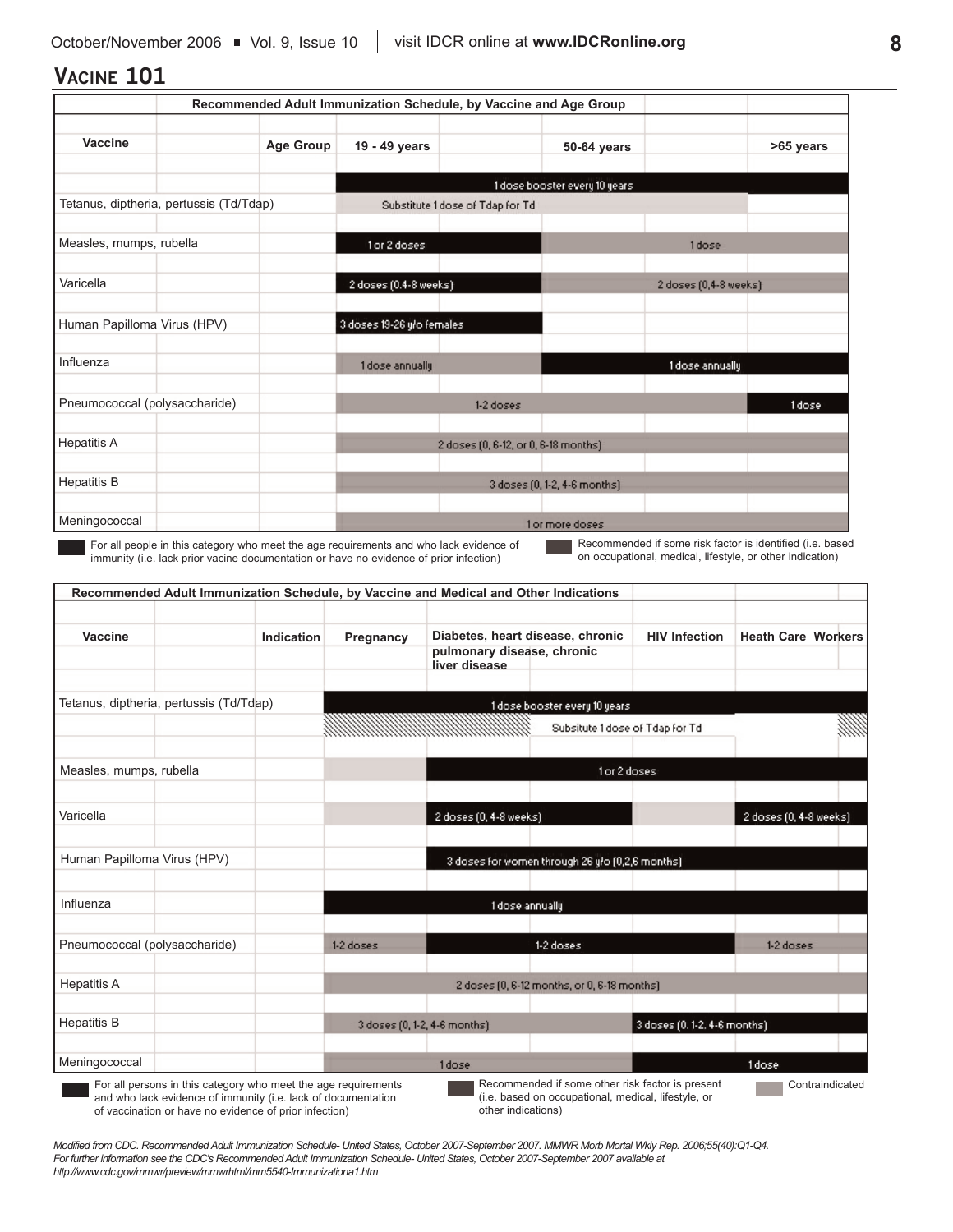## Vacine 101

**Recommended Adult Immunization Schedule, by Vaccine and Age Group**

| Vaccine | Age Group 19 - 49 years | 50-64 years | >65 years |
|---|---|---|---|
| Tetanus, diptheria, pertussis (Td/Tdap) | 1 dose booster every 10 years; Substitute 1 dose of Tdap for Td | 1 dose booster every 10 years; Substitute 1 dose of Tdap for Td | 1 dose booster every 10 years |
| Measles, mumps, rubella | 1 or 2 doses | 1 dose | 1 dose |
| Varicella | 2 doses (0.4-8 weeks) | 2 doses (0,4-8 weeks) | 2 doses (0,4-8 weeks) |
| Human Papilloma Virus (HPV) | 3 doses 19-26 y/o females | | |
| Influenza | 1 dose annually | 1 dose annually | 1 dose annually |
| Pneumococcal (polysaccharide) | 1-2 doses | 1-2 doses | 1 dose |
| Hepatitis A | 2 doses (0, 6-12, or 0, 6-18 months) | 2 doses (0, 6-12, or 0, 6-18 months) | 2 doses (0, 6-12, or 0, 6-18 months) |
| Hepatitis B | 3 doses (0, 1-2, 4-6 months) | 3 doses (0, 1-2, 4-6 months) | 3 doses (0, 1-2, 4-6 months) |
| Meningococcal | 1 or more doses | 1 or more doses | 1 or more doses |

- For all people in this category who meet the age requirements and who lack evidence of immunity (i.e. lack prior vacine documentation or have no evidence of prior infection)
- Recommended if some risk factor is identified (i.e. based on occupational, medical, lifestyle, or other indication)

**Recommended Adult Immunization Schedule, by Vaccine and Medical and Other Indications**

| Vaccine | Indication: Pregnancy | Diabetes, heart disease, chronic pulmonary disease, chronic liver disease | HIV Infection | Heath Care Workers |
|---|---|---|---|---|
| Tetanus, diptheria, pertussis (Td/Tdap) | 1 dose booster every 10 years | 1 dose booster every 10 years; Subsitute 1 dose of Tdap for Td | 1 dose booster every 10 years; Subsitute 1 dose of Tdap for Td | 1 dose booster every 10 years |
| Measles, mumps, rubella | Contraindicated | 1 or 2 doses | 1 or 2 doses | 1 or 2 doses |
| Varicella | Contraindicated | 2 doses (0, 4-8 weeks) | Contraindicated | 2 doses (0, 4-8 weeks) |
| Human Papilloma Virus (HPV) | | 3 doses for women through 26 y/o (0,2,6 months) | 3 doses for women through 26 y/o (0,2,6 months) | 3 doses for women through 26 y/o (0,2,6 months) |
| Influenza | 1 dose annually | 1 dose annually | 1 dose annually | 1 dose annually |
| Pneumococcal (polysaccharide) | 1-2 doses | 1-2 doses | 1-2 doses | 1-2 doses |
| Hepatitis A | 2 doses (0, 6-12 months, or 0, 6-18 months) | 2 doses (0, 6-12 months, or 0, 6-18 months) | 2 doses (0, 6-12 months, or 0, 6-18 months) | 2 doses (0, 6-12 months, or 0, 6-18 months) |
| Hepatitis B | 3 doses (0, 1-2, 4-6 months) | 3 doses (0, 1-2, 4-6 months) | 3 doses (0. 1-2. 4-6 months) | 3 doses (0. 1-2. 4-6 months) |
| Meningococcal | 1 dose | 1 dose | 1 dose | 1 dose |

- For all persons in this category who meet the age requirements and who lack evidence of immunity (i.e. lack of documentation of vaccination or have no evidence of prior infection)
- Recommended if some other risk factor is present (i.e. based on occupational, medical, lifestyle, or other indications)
- Contraindicated

*Modified from CDC. Recommended Adult Immunization Schedule- United States, October 2007-September 2007. MMWR Morb Mortal Wkly Rep. 2006;55(40):Q1-Q4. For further information see the CDC's Recommended Adult Immunization Schedule- United States, October 2007-September 2007 available at http://www.cdc.gov/mmwr/preview/mmwrhtml/mm5540-Immunizationa1.htm*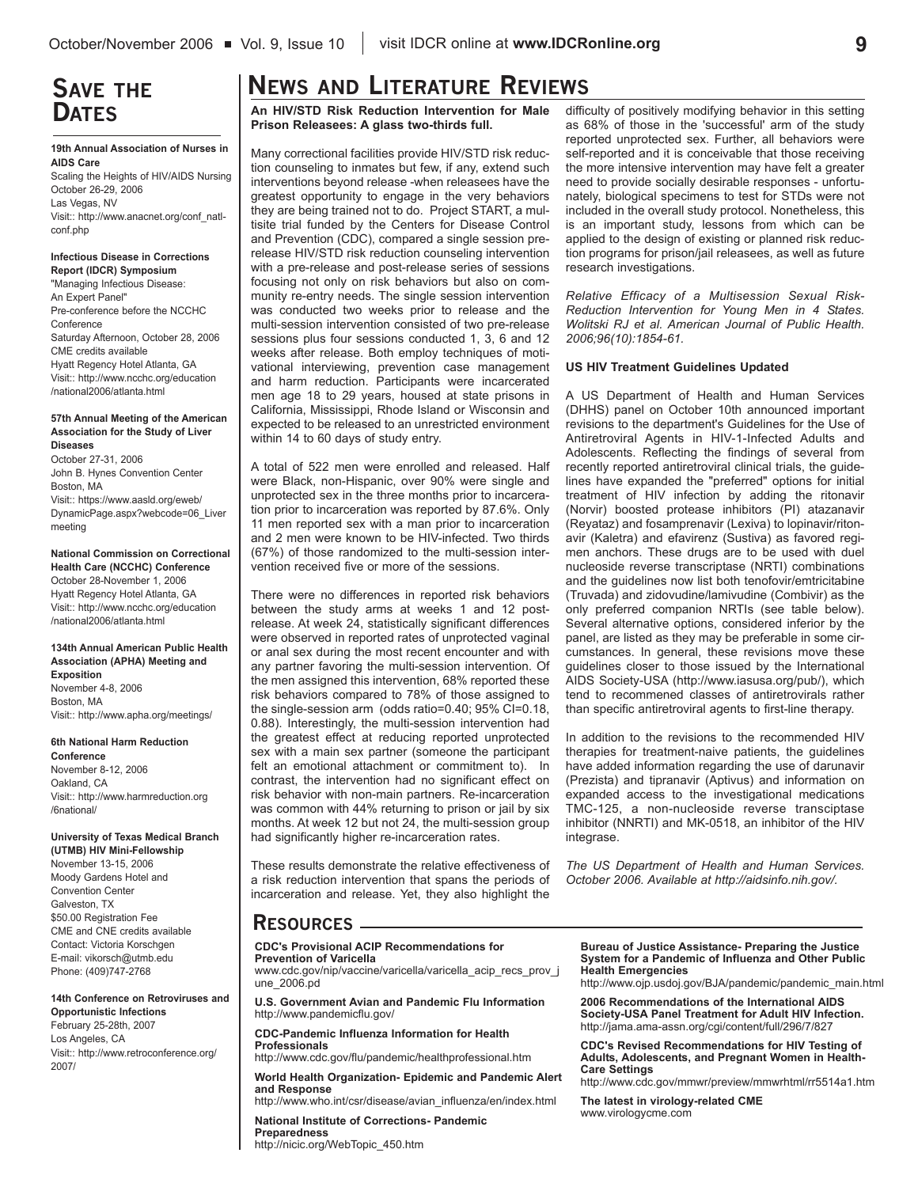## Save the Dates

**19th Annual Association of Nurses in AIDS Care**
Scaling the Heights of HIV/AIDS Nursing
October 26-29, 2006
Las Vegas, NV
Visit:: http://www.anacnet.org/conf_natlconf.php

**Infectious Disease in Corrections Report (IDCR) Symposium**
"Managing Infectious Disease: An Expert Panel"
Pre-conference before the NCCHC Conference
Saturday Afternoon, October 28, 2006
CME credits available
Hyatt Regency Hotel Atlanta, GA
Visit:: http://www.ncchc.org/education/national2006/atlanta.html

**57th Annual Meeting of the American Association for the Study of Liver Diseases**
October 27-31, 2006
John B. Hynes Convention Center
Boston, MA
Visit:: https://www.aasld.org/eweb/DynamicPage.aspx?webcode=06_Livermeeting

**National Commission on Correctional Health Care (NCCHC) Conference**
October 28-November 1, 2006
Hyatt Regency Hotel Atlanta, GA
Visit:: http://www.ncchc.org/education/national2006/atlanta.html

**134th Annual American Public Health Association (APHA) Meeting and Exposition**
November 4-8, 2006
Boston, MA
Visit:: http://www.apha.org/meetings/

**6th National Harm Reduction Conference**
November 8-12, 2006
Oakland, CA
Visit:: http://www.harmreduction.org/6national/

**University of Texas Medical Branch (UTMB) HIV Mini-Fellowship**
November 13-15, 2006
Moody Gardens Hotel and Convention Center
Galveston, TX
$50.00 Registration Fee
CME and CNE credits available
Contact: Victoria Korschgen
E-mail: vikorsch@utmb.edu
Phone: (409)747-2768

**14th Conference on Retroviruses and Opportunistic Infections**
February 25-28th, 2007
Los Angeles, CA
Visit:: http://www.retroconference.org/2007/

## News and Literature Reviews

**An HIV/STD Risk Reduction Intervention for Male Prison Releasees: A glass two-thirds full.**

Many correctional facilities provide HIV/STD risk reduction counseling to inmates but few, if any, extend such interventions beyond release -when releasees have the greatest opportunity to engage in the very behaviors they are being trained not to do. Project START, a multisite trial funded by the Centers for Disease Control and Prevention (CDC), compared a single session pre-release HIV/STD risk reduction counseling intervention with a pre-release and post-release series of sessions focusing not only on risk behaviors but also on community re-entry needs. The single session intervention was conducted two weeks prior to release and the multi-session intervention consisted of two pre-release sessions plus four sessions conducted 1, 3, 6 and 12 weeks after release. Both employ techniques of motivational interviewing, prevention case management and harm reduction. Participants were incarcerated men age 18 to 29 years, housed at state prisons in California, Mississippi, Rhode Island or Wisconsin and expected to be released to an unrestricted environment within 14 to 60 days of study entry.

A total of 522 men were enrolled and released. Half were Black, non-Hispanic, over 90% were single and unprotected sex in the three months prior to incarceration prior to incarceration was reported by 87.6%. Only 11 men reported sex with a man prior to incarceration and 2 men were known to be HIV-infected. Two thirds (67%) of those randomized to the multi-session intervention received five or more of the sessions.

There were no differences in reported risk behaviors between the study arms at weeks 1 and 12 post-release. At week 24, statistically significant differences were observed in reported rates of unprotected vaginal or anal sex during the most recent encounter and with any partner favoring the multi-session intervention. Of the men assigned this intervention, 68% reported these risk behaviors compared to 78% of those assigned to the single-session arm (odds ratio=0.40; 95% CI=0.18, 0.88). Interestingly, the multi-session intervention had the greatest effect at reducing reported unprotected sex with a main sex partner (someone the participant felt an emotional attachment or commitment to). In contrast, the intervention had no significant effect on risk behavior with non-main partners. Re-incarceration was common with 44% returning to prison or jail by six months. At week 12 but not 24, the multi-session group had significantly higher re-incarceration rates.

These results demonstrate the relative effectiveness of a risk reduction intervention that spans the periods of incarceration and release. Yet, they also highlight the difficulty of positively modifying behavior in this setting as 68% of those in the 'successful' arm of the study reported unprotected sex. Further, all behaviors were self-reported and it is conceivable that those receiving the more intensive intervention may have felt a greater need to provide socially desirable responses - unfortunately, biological specimens to test for STDs were not included in the overall study protocol. Nonetheless, this is an important study, lessons from which can be applied to the design of existing or planned risk reduction programs for prison/jail releasees, as well as future research investigations.

*Relative Efficacy of a Multisession Sexual Risk-Reduction Intervention for Young Men in 4 States. Wolitski RJ et al. American Journal of Public Health. 2006;96(10):1854-61.*

**US HIV Treatment Guidelines Updated**

A US Department of Health and Human Services (DHHS) panel on October 10th announced important revisions to the department's Guidelines for the Use of Antiretroviral Agents in HIV-1-Infected Adults and Adolescents. Reflecting the findings of several from recently reported antiretroviral clinical trials, the guidelines have expanded the "preferred" options for initial treatment of HIV infection by adding the ritonavir (Norvir) boosted protease inhibitors (PI) atazanavir (Reyataz) and fosamprenavir (Lexiva) to lopinavir/ritonavir (Kaletra) and efavirenz (Sustiva) as favored regimen anchors. These drugs are to be used with duel nucleoside reverse transcriptase (NRTI) combinations and the guidelines now list both tenofovir/emtricitabine (Truvada) and zidovudine/lamivudine (Combivir) as the only preferred companion NRTIs (see table below). Several alternative options, considered inferior by the panel, are listed as they may be preferable in some circumstances. In general, these revisions move these guidelines closer to those issued by the International AIDS Society-USA (http://www.iasusa.org/pub/), which tend to recommend classes of antiretrovirals rather than specific antiretroviral agents to first-line therapy.

In addition to the revisions to the recommended HIV therapies for treatment-naive patients, the guidelines have added information regarding the use of darunavir (Prezista) and tipranavir (Aptivus) and information on expanded access to the investigational medications TMC-125, a non-nucleoside reverse transciptase inhibitor (NNRTI) and MK-0518, an inhibitor of the HIV integrase.

*The US Department of Health and Human Services. October 2006. Available at http://aidsinfo.nih.gov/.*

## Resources

**CDC's Provisional ACIP Recommendations for Prevention of Varicella**
www.cdc.gov/nip/vaccine/varicella/varicella_acip_recs_prov_june_2006.pd

**U.S. Government Avian and Pandemic Flu Information**
http://www.pandemicflu.gov/

**CDC-Pandemic Influenza Information for Health Professionals**
http://www.cdc.gov/flu/pandemic/healthprofessional.htm

**World Health Organization- Epidemic and Pandemic Alert and Response**
http://www.who.int/csr/disease/avian_influenza/en/index.html

**National Institute of Corrections- Pandemic Preparedness**
http://nicic.org/WebTopic_450.htm

**Bureau of Justice Assistance- Preparing the Justice System for a Pandemic of Influenza and Other Public Health Emergencies**
http://www.ojp.usdoj.gov/BJA/pandemic/pandemic_main.html

**2006 Recommendations of the International AIDS Society-USA Panel Treatment for Adult HIV Infection.**
http://jama.ama-assn.org/cgi/content/full/296/7/827

**CDC's Revised Recommendations for HIV Testing of Adults, Adolescents, and Pregnant Women in Health-Care Settings**
http://www.cdc.gov/mmwr/preview/mmwrhtml/rr5514a1.htm

**The latest in virology-related CME**
www.virologycme.com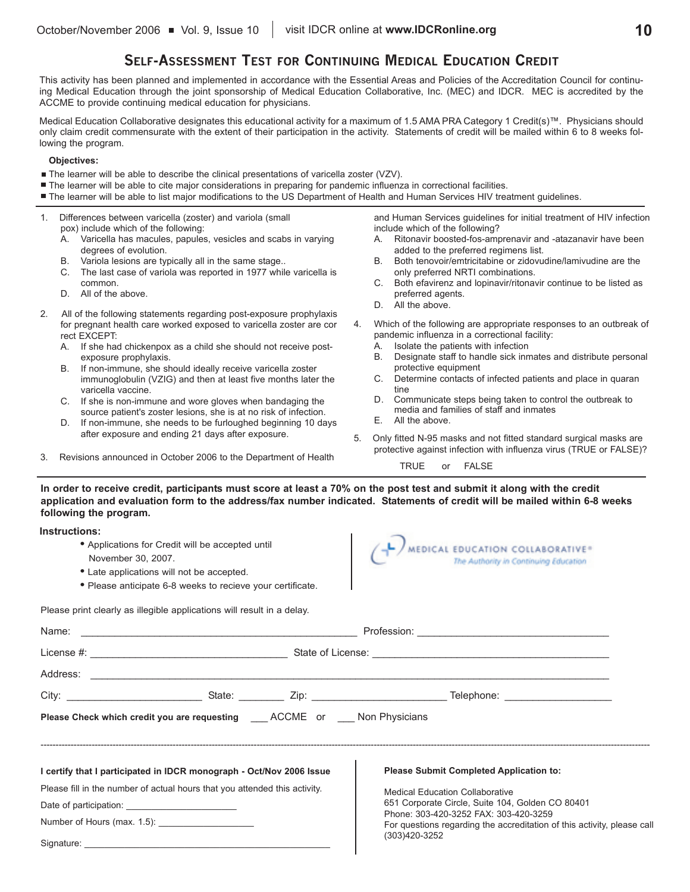## Self-Assessment Test for Continuing Medical Education Credit

This activity has been planned and implemented in accordance with the Essential Areas and Policies of the Accreditation Council for continuing Medical Education through the joint sponsorship of Medical Education Collaborative, Inc. (MEC) and IDCR. MEC is accredited by the ACCME to provide continuing medical education for physicians.

Medical Education Collaborative designates this educational activity for a maximum of 1.5 AMA PRA Category 1 Credit(s)™. Physicians should only claim credit commensurate with the extent of their participation in the activity. Statements of credit will be mailed within 6 to 8 weeks following the program.

**Objectives:**

- The learner will be able to describe the clinical presentations of varicella zoster (VZV).
- The learner will be able to cite major considerations in preparing for pandemic influenza in correctional facilities.
- The learner will be able to list major modifications to the US Department of Health and Human Services HIV treatment guidelines.

1. Differences between varicella (zoster) and variola (small pox) include which of the following:
   A. Varicella has macules, papules, vesicles and scabs in varying degrees of evolution.
   B. Variola lesions are typically all in the same stage..
   C. The last case of variola was reported in 1977 while varicella is common.
   D. All of the above.

2. All of the following statements regarding post-exposure prophylaxis for pregnant health care worked exposed to varicella zoster are cor rect EXCEPT:
   A. If she had chickenpox as a child she should not receive post-exposure prophylaxis.
   B. If non-immune, she should ideally receive varicella zoster immunoglobulin (VZIG) and then at least five months later the varicella vaccine.
   C. If she is non-immune and wore gloves when bandaging the source patient's zoster lesions, she is at no risk of infection.
   D. If non-immune, she needs to be furloughed beginning 10 days after exposure and ending 21 days after exposure.

3. Revisions announced in October 2006 to the Department of Health and Human Services guidelines for initial treatment of HIV infection include which of the following?
   A. Ritonavir boosted-fos-amprenavir and -atazanavir have been added to the preferred regimens list.
   B. Both tenovoir/emtricitabine or zidovudine/lamivudine are the only preferred NRTI combinations.
   C. Both efavirenz and lopinavir/ritonavir continue to be listed as preferred agents.
   D. All the above.

4. Which of the following are appropriate responses to an outbreak of pandemic influenza in a correctional facility:
   A. Isolate the patients with infection
   B. Designate staff to handle sick inmates and distribute personal protective equipment
   C. Determine contacts of infected patients and place in quaran tine
   D. Communicate steps being taken to control the outbreak to media and families of staff and inmates
   E. All the above.

5. Only fitted N-95 masks and not fitted standard surgical masks are protective against infection with influenza virus (TRUE or FALSE)?

   TRUE or FALSE

**In order to receive credit, participants must score at least a 70% on the post test and submit it along with the credit application and evaluation form to the address/fax number indicated. Statements of credit will be mailed within 6-8 weeks following the program.**

**Instructions:**

- Applications for Credit will be accepted until November 30, 2007.
- Late applications will not be accepted.
- Please anticipate 6-8 weeks to recieve your certificate.

MEDICAL EDUCATION COLLABORATIVE®
*The Authority in Continuing Education*

Please print clearly as illegible applications will result in a delay.

Name: ______________________ Profession: ______________________

License #: ______________________ State of License: ______________________

Address: ______________________________________________

City: ______________ State: ________ Zip: ______________ Telephone: ______________

**Please Check which credit you are requesting** ___ ACCME or ___ Non Physicians

---

**I certify that I participated in IDCR monograph - Oct/Nov 2006 Issue**

Please fill in the number of actual hours that you attended this activity.

Date of participation: ______________

Number of Hours (max. 1.5): ______________

Signature: ______________________

**Please Submit Completed Application to:**

Medical Education Collaborative
651 Corporate Circle, Suite 104, Golden CO 80401
Phone: 303-420-3252 FAX: 303-420-3259
For questions regarding the accreditation of this activity, please call (303)420-3252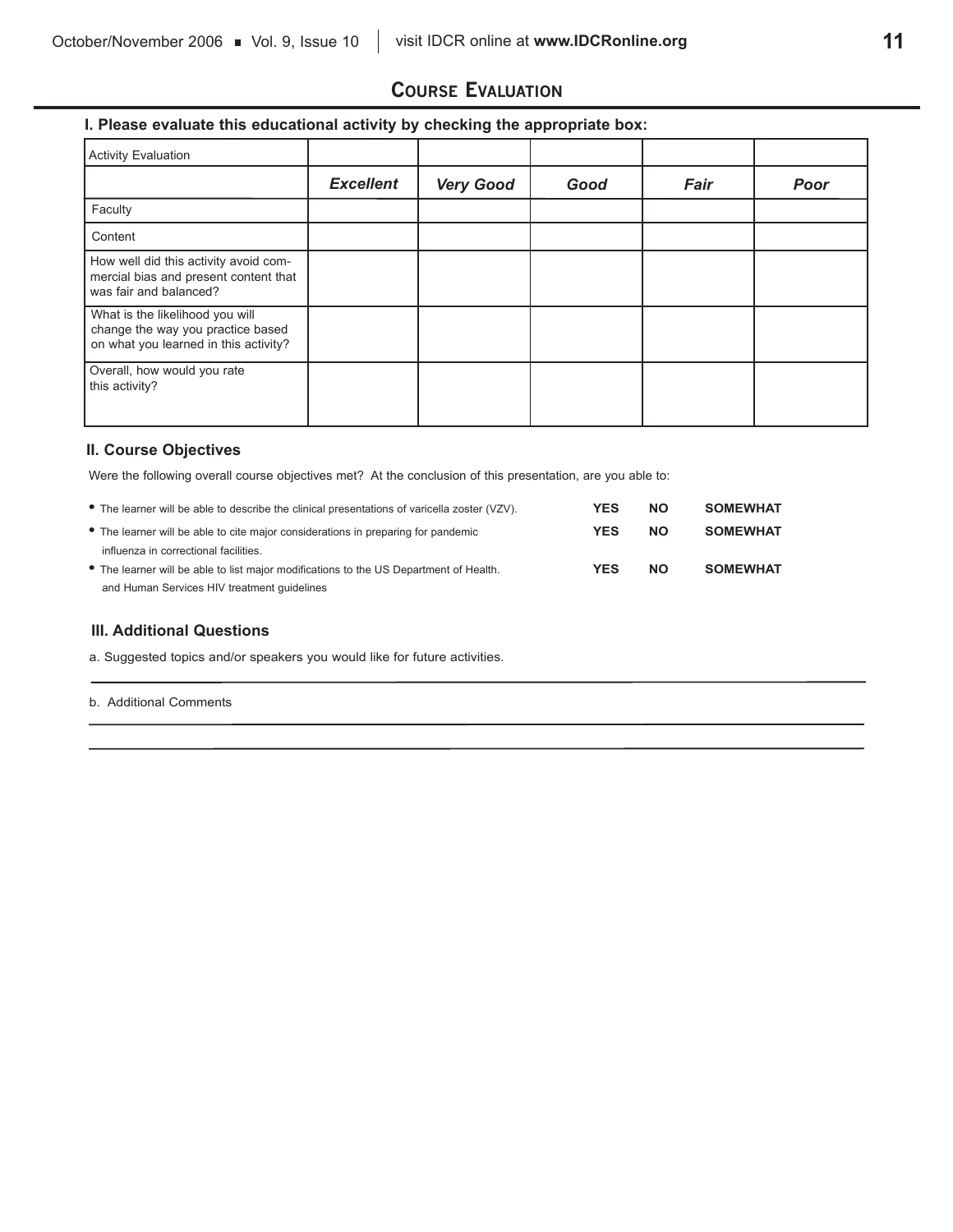# Course Evaluation

**I. Please evaluate this educational activity by checking the appropriate box:**

| Activity Evaluation | | | | | |
|---|---|---|---|---|---|
| | ***Excellent*** | ***Very Good*** | ***Good*** | ***Fair*** | ***Poor*** |
| Faculty | | | | | |
| Content | | | | | |
| How well did this activity avoid commercial bias and present content that was fair and balanced? | | | | | |
| What is the likelihood you will change the way you practice based on what you learned in this activity? | | | | | |
| Overall, how would you rate this activity? | | | | | |

**II. Course Objectives**

Were the following overall course objectives met? At the conclusion of this presentation, are you able to:

- The learner will be able to describe the clinical presentations of varicella zoster (VZV). **YES** **NO** **SOMEWHAT**
- The learner will be able to cite major considerations in preparing for pandemic influenza in correctional facilities. **YES** **NO** **SOMEWHAT**
- The learner will be able to list major modifications to the US Department of Health. and Human Services HIV treatment guidelines **YES** **NO** **SOMEWHAT**

**III. Additional Questions**

a. Suggested topics and/or speakers you would like for future activities.

b. Additional Comments